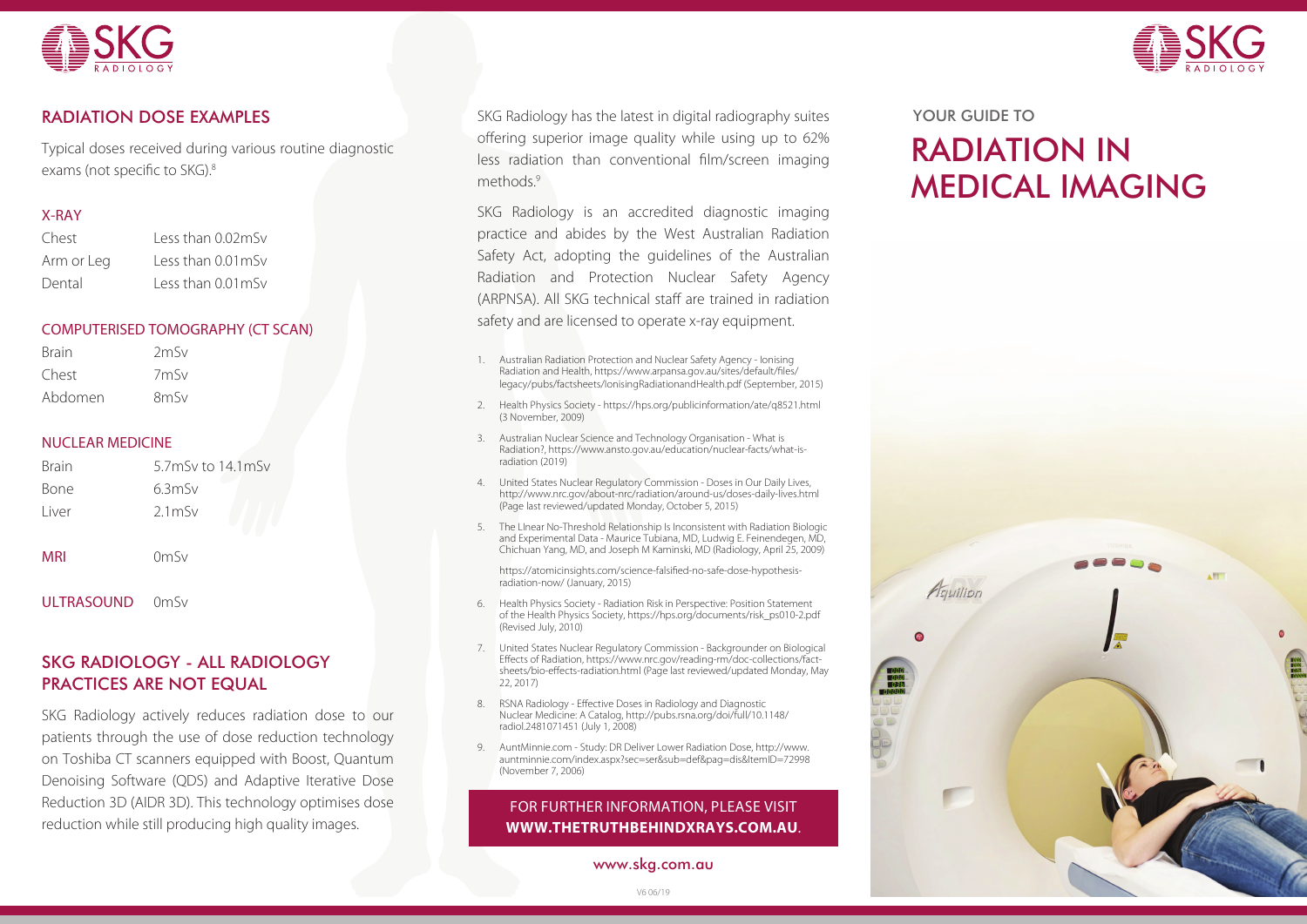## RADIATION DOSE EXAMPLES

Typical doses received during various routine diagnostic exams (not specific to SKG).[8]

### X-RAY

| | |
|---|---|
| Chest | Less than 0.02mSv |
| Arm or Leg | Less than 0.01mSv |
| Dental | Less than 0.01mSv |

### COMPUTERISED TOMOGRAPHY (CT SCAN)

| | |
|---|---|
| Brain | 2mSv |
| Chest | 7mSv |
| Abdomen | 8mSv |

### NUCLEAR MEDICINE

| | |
|---|---|
| Brain | 5.7mSv to 14.1mSv |
| Bone | 6.3mSv |
| Liver | 2.1mSv |

**MRI** 0mSv

**ULTRASOUND** 0mSv

## SKG RADIOLOGY - ALL RADIOLOGY PRACTICES ARE NOT EQUAL

SKG Radiology actively reduces radiation dose to our patients through the use of dose reduction technology on Toshiba CT scanners equipped with Boost, Quantum Denoising Software (QDS) and Adaptive Iterative Dose Reduction 3D (AIDR 3D). This technology optimises dose reduction while still producing high quality images.

SKG Radiology has the latest in digital radiography suites offering superior image quality while using up to 62% less radiation than conventional film/screen imaging methods.[9]

SKG Radiology is an accredited diagnostic imaging practice and abides by the West Australian Radiation Safety Act, adopting the guidelines of the Australian Radiation and Protection Nuclear Safety Agency (ARPNSA). All SKG technical staff are trained in radiation safety and are licensed to operate x-ray equipment.

1. Australian Radiation Protection and Nuclear Safety Agency - Ionising Radiation and Health, https://www.arpansa.gov.au/sites/default/files/legacy/pubs/factsheets/IonisingRadiationandHealth.pdf (September, 2015)
2. Health Physics Society - https://hps.org/publicinformation/ate/q8521.html (3 November, 2009)
3. Australian Nuclear Science and Technology Organisation - What is Radiation?, https://www.ansto.gov.au/education/nuclear-facts/what-is-radiation (2019)
4. United States Nuclear Regulatory Commission - Doses in Our Daily Lives, http://www.nrc.gov/about-nrc/radiation/around-us/doses-daily-lives.html (Page last reviewed/updated Monday, October 5, 2015)
5. The LInear No-Threshold Relationship Is Inconsistent with Radiation Biologic and Experimental Data - Maurice Tubiana, MD, Ludwig E. Feinendegen, MD, Chichuan Yang, MD, and Joseph M Kaminski, MD (Radiology, April 25, 2009)

   https://atomicinsights.com/science-falsified-no-safe-dose-hypothesis-radiation-now/ (January, 2015)
6. Health Physics Society - Radiation Risk in Perspective: Position Statement of the Health Physics Society, https://hps.org/documents/risk_ps010-2.pdf (Revised July, 2010)
7. United States Nuclear Regulatory Commission - Backgrounder on Biological Effects of Radiation, https://www.nrc.gov/reading-rm/doc-collections/fact-sheets/bio-effects-radiation.html (Page last reviewed/updated Monday, May 22, 2017)
8. RSNA Radiology - Effective Doses in Radiology and Diagnostic Nuclear Medicine: A Catalog, http://pubs.rsna.org/doi/full/10.1148/radiol.2481071451 (July 1, 2008)
9. AuntMinnie.com - Study: DR Deliver Lower Radiation Dose, http://www.auntminnie.com/index.aspx?sec=ser&sub=def&pag=dis&ItemID=72998 (November 7, 2006)

FOR FURTHER INFORMATION, PLEASE VISIT **WWW.THETRUTHBEHINDXRAYS.COM.AU**.

www.skg.com.au

V6 06/19

YOUR GUIDE TO

# RADIATION IN MEDICAL IMAGING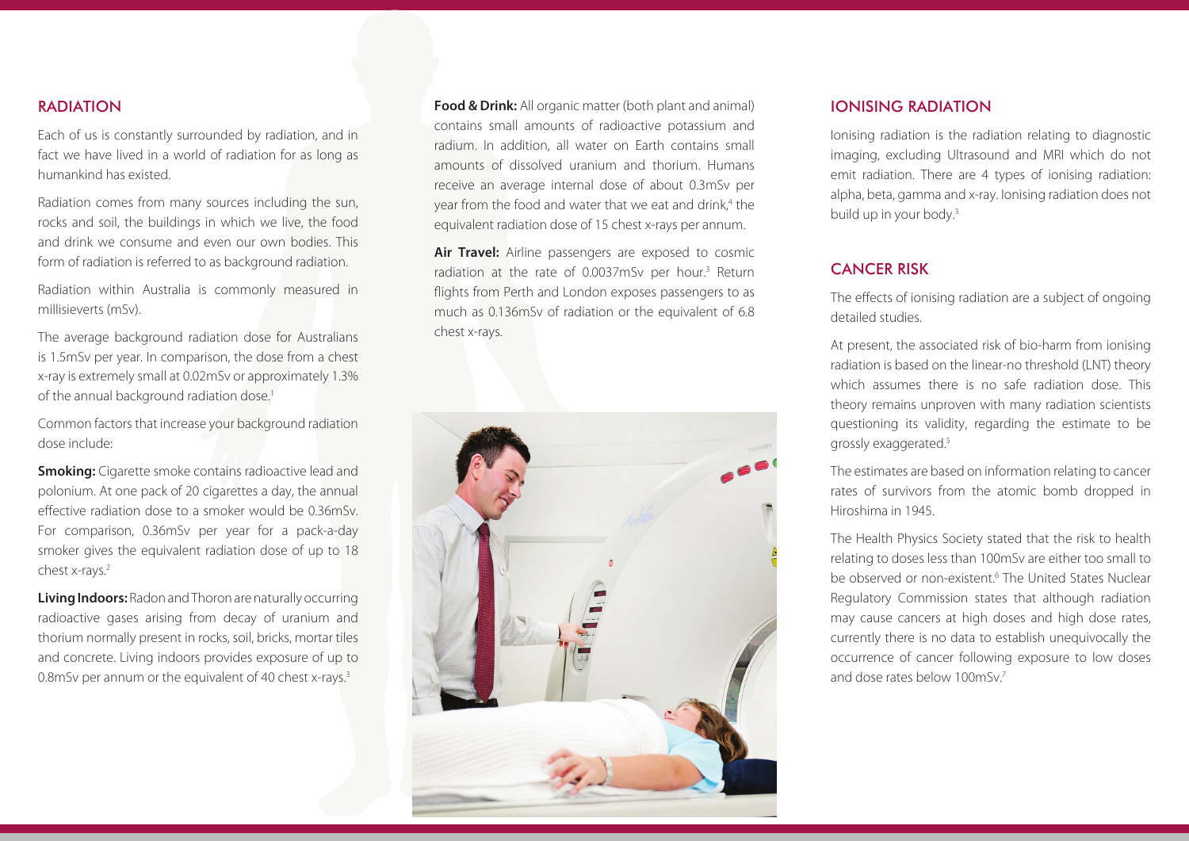## RADIATION

Each of us is constantly surrounded by radiation, and in fact we have lived in a world of radiation for as long as humankind has existed.

Radiation comes from many sources including the sun, rocks and soil, the buildings in which we live, the food and drink we consume and even our own bodies. This form of radiation is referred to as background radiation.

Radiation within Australia is commonly measured in millisieverts (mSv).

The average background radiation dose for Australians is 1.5mSv per year. In comparison, the dose from a chest x-ray is extremely small at 0.02mSv or approximately 1.3% of the annual background radiation dose.[1]

Common factors that increase your background radiation dose include:

**Smoking:** Cigarette smoke contains radioactive lead and polonium. At one pack of 20 cigarettes a day, the annual effective radiation dose to a smoker would be 0.36mSv. For comparison, 0.36mSv per year for a pack-a-day smoker gives the equivalent radiation dose of up to 18 chest x-rays.[2]

**Living Indoors:** Radon and Thoron are naturally occurring radioactive gases arising from decay of uranium and thorium normally present in rocks, soil, bricks, mortar tiles and concrete. Living indoors provides exposure of up to 0.8mSv per annum or the equivalent of 40 chest x-rays.[3]

**Food & Drink:** All organic matter (both plant and animal) contains small amounts of radioactive potassium and radium. In addition, all water on Earth contains small amounts of dissolved uranium and thorium. Humans receive an average internal dose of about 0.3mSv per year from the food and water that we eat and drink,[4] the equivalent radiation dose of 15 chest x-rays per annum.

**Air Travel:** Airline passengers are exposed to cosmic radiation at the rate of 0.0037mSv per hour.[3] Return flights from Perth and London exposes passengers to as much as 0.136mSv of radiation or the equivalent of 6.8 chest x-rays.

## IONISING RADIATION

Ionising radiation is the radiation relating to diagnostic imaging, excluding Ultrasound and MRI which do not emit radiation. There are 4 types of ionising radiation: alpha, beta, gamma and x-ray. Ionising radiation does not build up in your body.[3]

## CANCER RISK

The effects of ionising radiation are a subject of ongoing detailed studies.

At present, the associated risk of bio-harm from ionising radiation is based on the linear-no threshold (LNT) theory which assumes there is no safe radiation dose. This theory remains unproven with many radiation scientists questioning its validity, regarding the estimate to be grossly exaggerated.[5]

The estimates are based on information relating to cancer rates of survivors from the atomic bomb dropped in Hiroshima in 1945.

The Health Physics Society stated that the risk to health relating to doses less than 100mSv are either too small to be observed or non-existent.[6] The United States Nuclear Regulatory Commission states that although radiation may cause cancers at high doses and high dose rates, currently there is no data to establish unequivocally the occurrence of cancer following exposure to low doses and dose rates below 100mSv.[7]